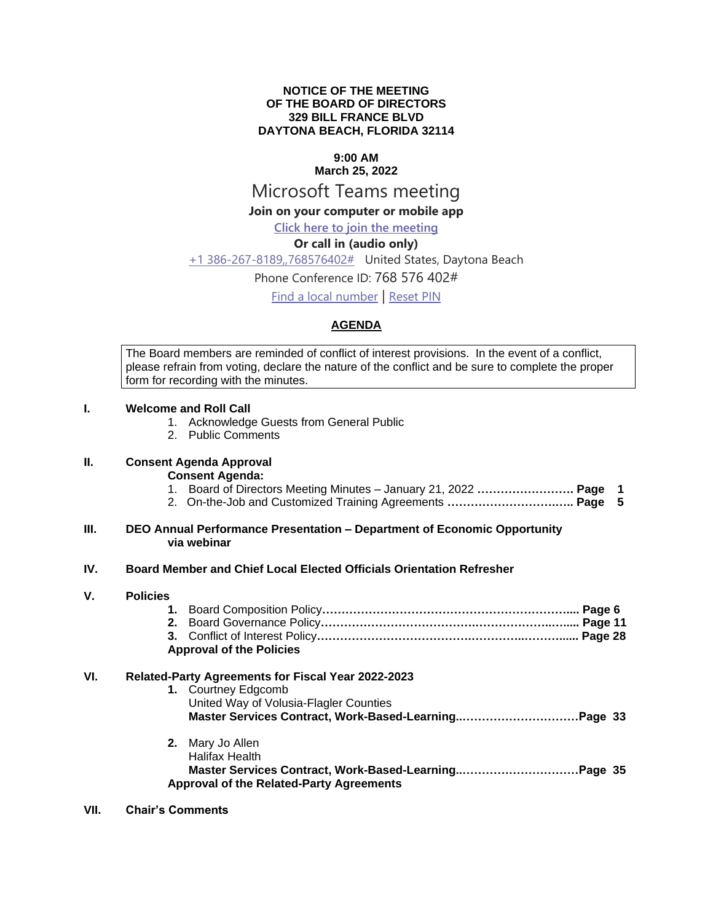**NOTICE OF THE MEETING**
**OF THE BOARD OF DIRECTORS**
**329 BILL FRANCE BLVD**
**DAYTONA BEACH, FLORIDA 32114**

**9:00 AM**
**March 25, 2022**

Microsoft Teams meeting

**Join on your computer or mobile app**

Click here to join the meeting

**Or call in (audio only)**

+1 386-267-8189,,768576402# United States, Daytona Beach

Phone Conference ID: 768 576 402#

Find a local number | Reset PIN

## AGENDA

> The Board members are reminded of conflict of interest provisions. In the event of a conflict, please refrain from voting, declare the nature of the conflict and be sure to complete the proper form for recording with the minutes.

**I. Welcome and Roll Call**

1. Acknowledge Guests from General Public
2. Public Comments

**II. Consent Agenda Approval**

**Consent Agenda:**

1. Board of Directors Meeting Minutes – January 21, 2022 ……………………. **Page 1**
2. On-the-Job and Customized Training Agreements ……………………….….. **Page 5**

**III. DEO Annual Performance Presentation – Department of Economic Opportunity via webinar**

**IV. Board Member and Chief Local Elected Officials Orientation Refresher**

**V. Policies**

1. Board Composition Policy…………………………………………………….... **Page 6**
2. Board Governance Policy……………………………………………………...... **Page 11**
3. Conflict of Interest Policy………………………………………………….…...... **Page 28**

**Approval of the Policies**

**VI. Related-Party Agreements for Fiscal Year 2022-2023**

1. Courtney Edgcomb
   United Way of Volusia-Flagler Counties
   **Master Services Contract, Work-Based-Learning..………………………….Page 33**

2. Mary Jo Allen
   Halifax Health
   **Master Services Contract, Work-Based-Learning..………………………….Page 35**

**Approval of the Related-Party Agreements**

**VII. Chair's Comments**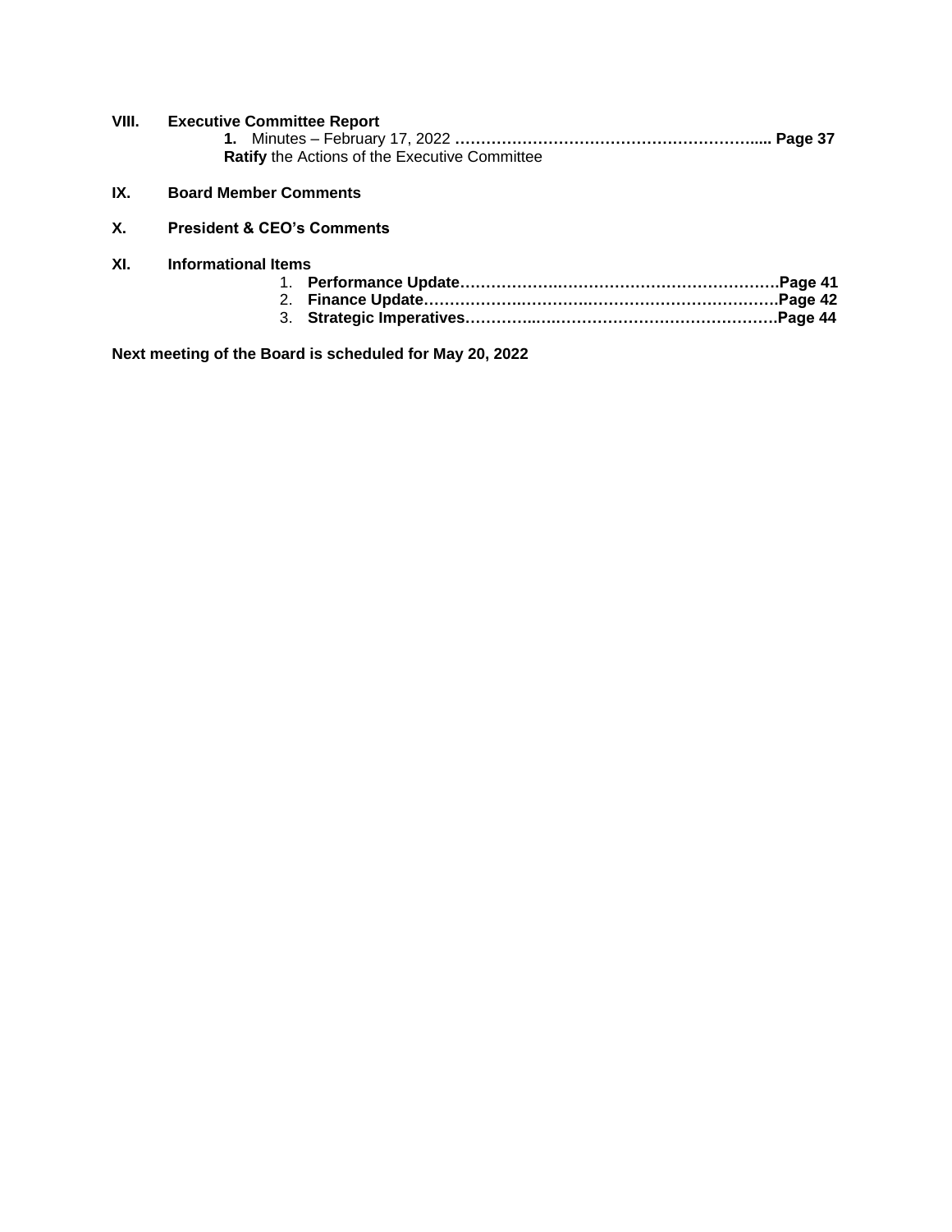**VIII. Executive Committee Report**

1. Minutes – February 17, 2022 ……………………………………………………..... **Page 37**

   **Ratify** the Actions of the Executive Committee

**IX. Board Member Comments**

**X. President & CEO's Comments**

**XI. Informational Items**

1. **Performance Update…………….…………………………………………Page 41**
2. **Finance Update…………………….…………..……………………………….Page 42**
3. **Strategic Imperatives…………..……………………………………………Page 44**

**Next meeting of the Board is scheduled for May 20, 2022**